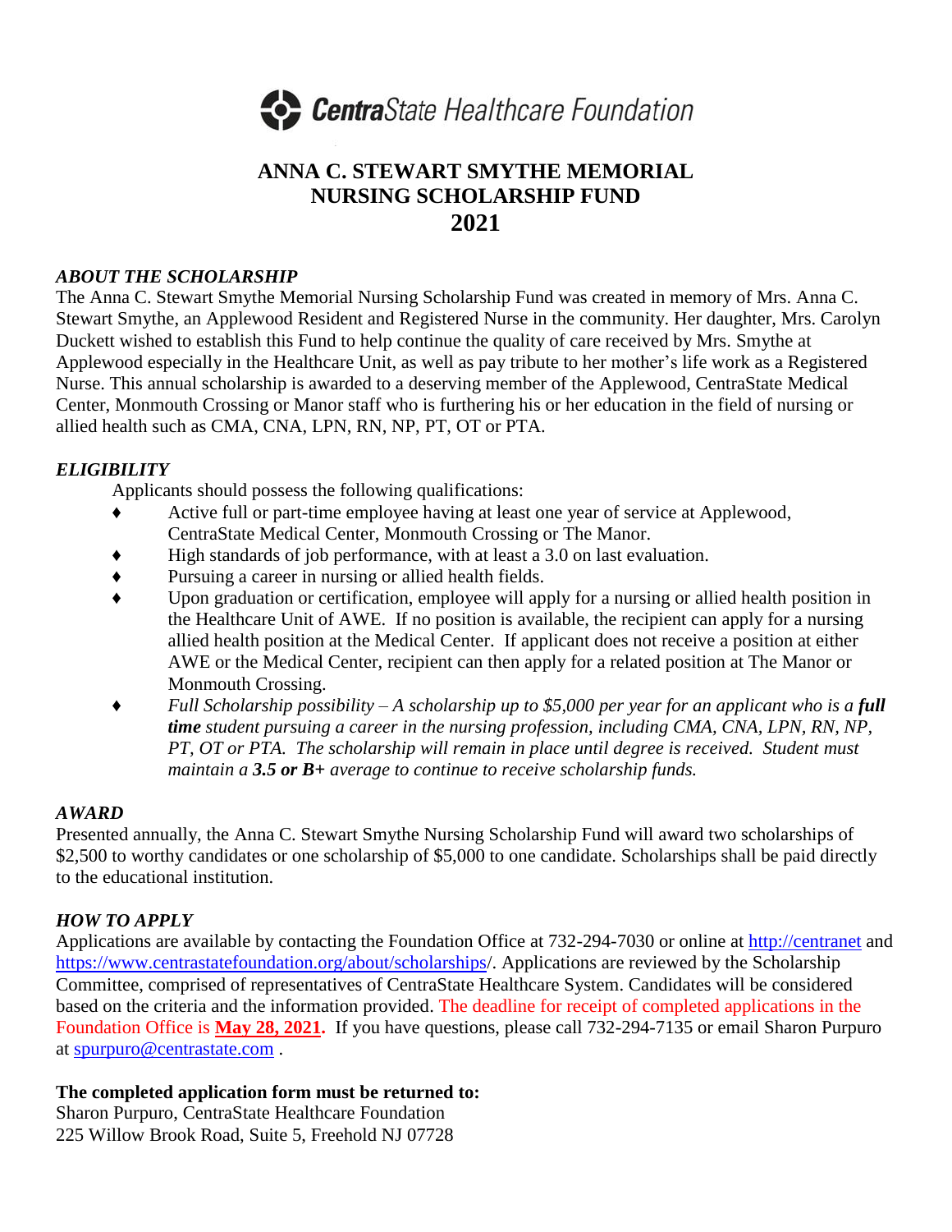**CentraState Healthcare Foundation**

# ANNA C. STEWART SMYTHE MEMORIAL NURSING SCHOLARSHIP FUND 2021

### *ABOUT THE SCHOLARSHIP*

The Anna C. Stewart Smythe Memorial Nursing Scholarship Fund was created in memory of Mrs. Anna C. Stewart Smythe, an Applewood Resident and Registered Nurse in the community. Her daughter, Mrs. Carolyn Duckett wished to establish this Fund to help continue the quality of care received by Mrs. Smythe at Applewood especially in the Healthcare Unit, as well as pay tribute to her mother's life work as a Registered Nurse. This annual scholarship is awarded to a deserving member of the Applewood, CentraState Medical Center, Monmouth Crossing or Manor staff who is furthering his or her education in the field of nursing or allied health such as CMA, CNA, LPN, RN, NP, PT, OT or PTA.

### *ELIGIBILITY*

Applicants should possess the following qualifications:

- Active full or part-time employee having at least one year of service at Applewood, CentraState Medical Center, Monmouth Crossing or The Manor.
- High standards of job performance, with at least a 3.0 on last evaluation.
- Pursuing a career in nursing or allied health fields.
- Upon graduation or certification, employee will apply for a nursing or allied health position in the Healthcare Unit of AWE. If no position is available, the recipient can apply for a nursing allied health position at the Medical Center. If applicant does not receive a position at either AWE or the Medical Center, recipient can then apply for a related position at The Manor or Monmouth Crossing.
- *Full Scholarship possibility – A scholarship up to $5,000 per year for an applicant who is a **full time** student pursuing a career in the nursing profession, including CMA, CNA, LPN, RN, NP, PT, OT or PTA. The scholarship will remain in place until degree is received. Student must maintain a **3.5 or B+** average to continue to receive scholarship funds.*

### *AWARD*

Presented annually, the Anna C. Stewart Smythe Nursing Scholarship Fund will award two scholarships of $2,500 to worthy candidates or one scholarship of $5,000 to one candidate. Scholarships shall be paid directly to the educational institution.

### *HOW TO APPLY*

Applications are available by contacting the Foundation Office at 732-294-7030 or online at http://centranet and https://www.centrastatefoundation.org/about/scholarships/. Applications are reviewed by the Scholarship Committee, comprised of representatives of CentraState Healthcare System. Candidates will be considered based on the criteria and the information provided. The deadline for receipt of completed applications in the Foundation Office is **May 28, 2021.** If you have questions, please call 732-294-7135 or email Sharon Purpuro at spurpuro@centrastate.com .

**The completed application form must be returned to:**
Sharon Purpuro, CentraState Healthcare Foundation
225 Willow Brook Road, Suite 5, Freehold NJ 07728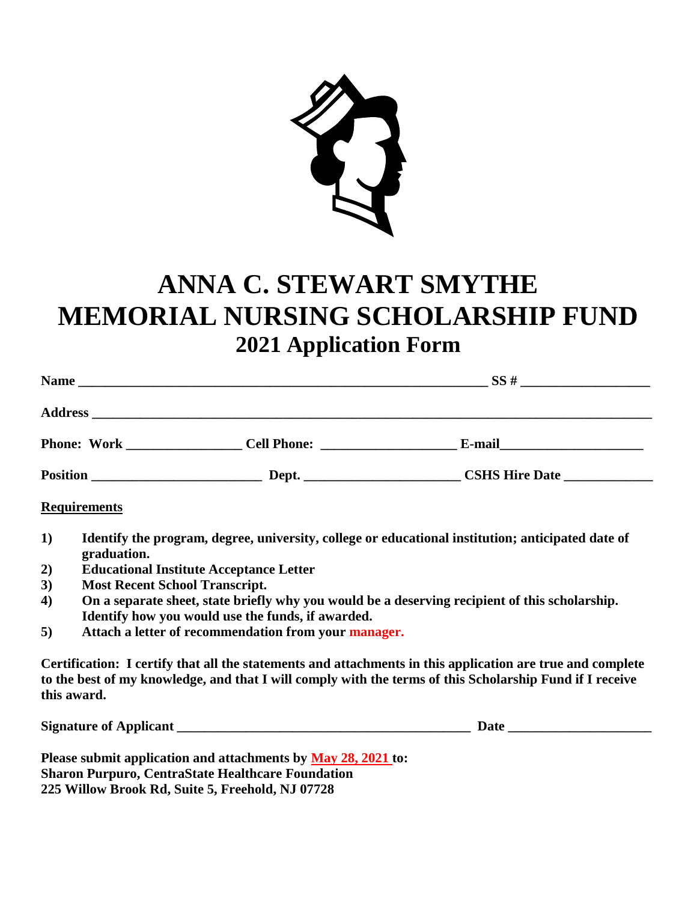# ANNA C. STEWART SMYTHE MEMORIAL NURSING SCHOLARSHIP FUND

## 2021 Application Form

**Name** ________________________________________________ **SS #** ________________

**Address** ________________________________________________________________

**Phone: Work** _______________ **Cell Phone:** _________________ **E-mail** ___________________

**Position** ______________________ **Dept.** ____________________ **CSHS Hire Date** ___________

**Requirements**

1) **Identify the program, degree, university, college or educational institution; anticipated date of graduation.**
2) **Educational Institute Acceptance Letter**
3) **Most Recent School Transcript.**
4) **On a separate sheet, state briefly why you would be a deserving recipient of this scholarship. Identify how you would use the funds, if awarded.**
5) **Attach a letter of recommendation from your manager.**

**Certification: I certify that all the statements and attachments in this application are true and complete to the best of my knowledge, and that I will comply with the terms of this Scholarship Fund if I receive this award.**

**Signature of Applicant** ____________________________________ **Date** __________________

**Please submit application and attachments by May 28, 2021 to:**
**Sharon Purpuro, CentraState Healthcare Foundation**
**225 Willow Brook Rd, Suite 5, Freehold, NJ 07728**